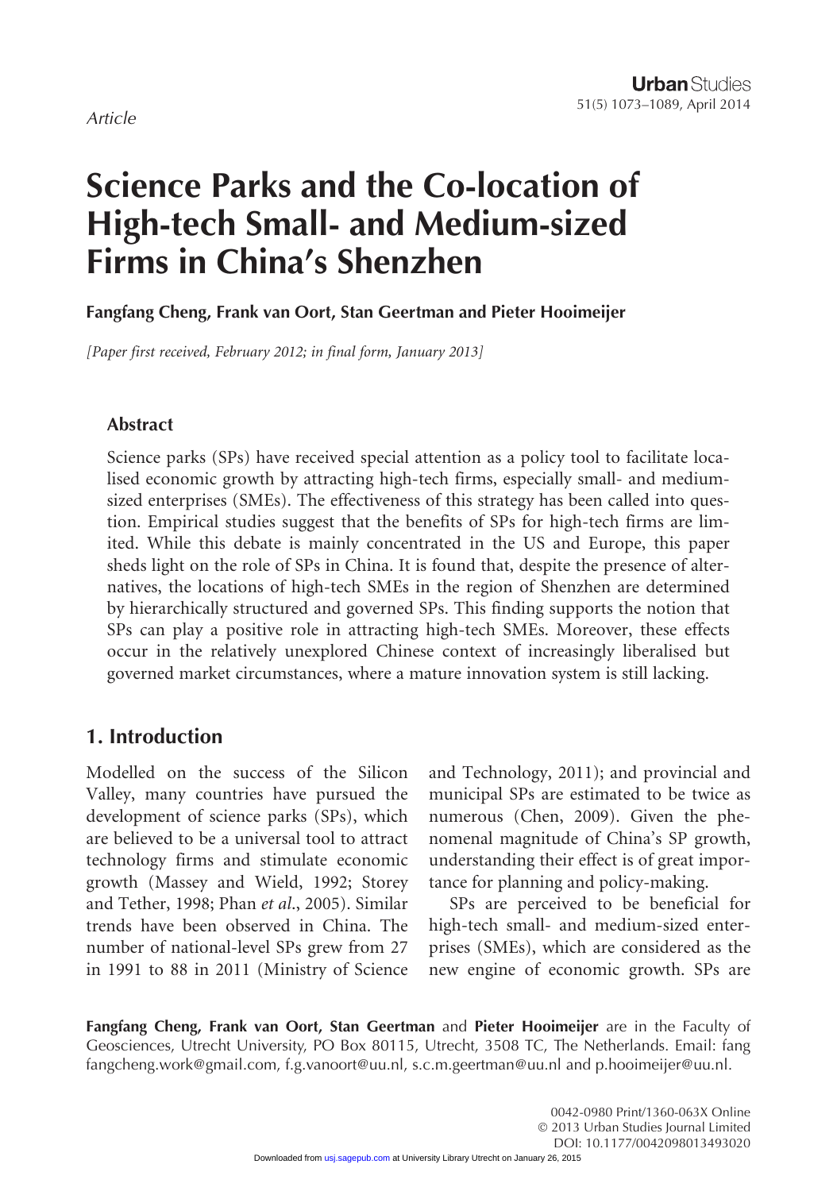*Article*

# Science Parks and the Co-location of High-tech Small- and Medium-sized Firms in China's Shenzhen

**Fangfang Cheng, Frank van Oort, Stan Geertman and Pieter Hooimeijer**

*[Paper first received, February 2012; in final form, January 2013]*

## Abstract

Science parks (SPs) have received special attention as a policy tool to facilitate localised economic growth by attracting high-tech firms, especially small- and medium-sized enterprises (SMEs). The effectiveness of this strategy has been called into question. Empirical studies suggest that the benefits of SPs for high-tech firms are limited. While this debate is mainly concentrated in the US and Europe, this paper sheds light on the role of SPs in China. It is found that, despite the presence of alternatives, the locations of high-tech SMEs in the region of Shenzhen are determined by hierarchically structured and governed SPs. This finding supports the notion that SPs can play a positive role in attracting high-tech SMEs. Moreover, these effects occur in the relatively unexplored Chinese context of increasingly liberalised but governed market circumstances, where a mature innovation system is still lacking.

## 1. Introduction

Modelled on the success of the Silicon Valley, many countries have pursued the development of science parks (SPs), which are believed to be a universal tool to attract technology firms and stimulate economic growth (Massey and Wield, 1992; Storey and Tether, 1998; Phan *et al*., 2005). Similar trends have been observed in China. The number of national-level SPs grew from 27 in 1991 to 88 in 2011 (Ministry of Science and Technology, 2011); and provincial and municipal SPs are estimated to be twice as numerous (Chen, 2009). Given the phenomenal magnitude of China's SP growth, understanding their effect is of great importance for planning and policy-making.

SPs are perceived to be beneficial for high-tech small- and medium-sized enterprises (SMEs), which are considered as the new engine of economic growth. SPs are

**Fangfang Cheng, Frank van Oort, Stan Geertman** and **Pieter Hooimeijer** are in the Faculty of Geosciences, Utrecht University, PO Box 80115, Utrecht, 3508 TC, The Netherlands. Email: fangfangcheng.work@gmail.com, f.g.vanoort@uu.nl, s.c.m.geertman@uu.nl and p.hooimeijer@uu.nl.

0042-0980 Print/1360-063X Online
© 2013 Urban Studies Journal Limited
DOI: 10.1177/0042098013493020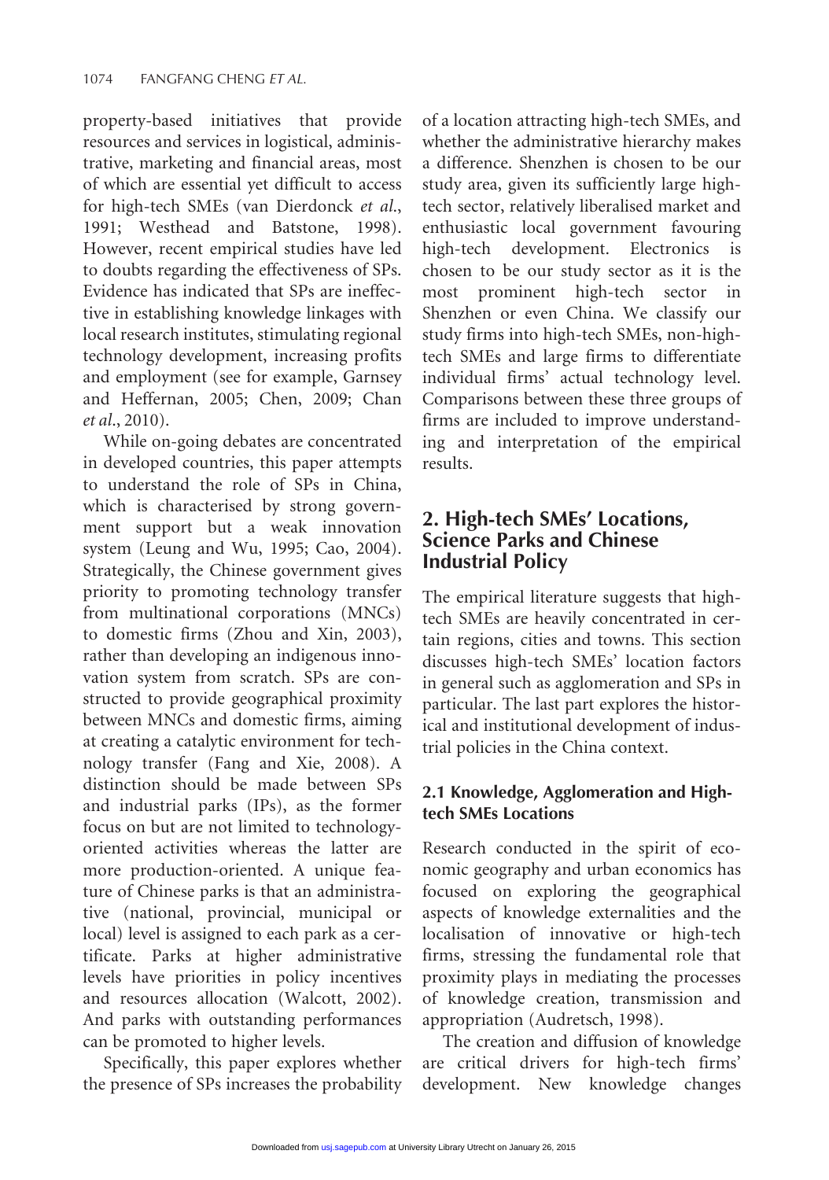property-based initiatives that provide resources and services in logistical, administrative, marketing and financial areas, most of which are essential yet difficult to access for high-tech SMEs (van Dierdonck *et al*., 1991; Westhead and Batstone, 1998). However, recent empirical studies have led to doubts regarding the effectiveness of SPs. Evidence has indicated that SPs are ineffective in establishing knowledge linkages with local research institutes, stimulating regional technology development, increasing profits and employment (see for example, Garnsey and Heffernan, 2005; Chen, 2009; Chan *et al*., 2010).

While on-going debates are concentrated in developed countries, this paper attempts to understand the role of SPs in China, which is characterised by strong government support but a weak innovation system (Leung and Wu, 1995; Cao, 2004). Strategically, the Chinese government gives priority to promoting technology transfer from multinational corporations (MNCs) to domestic firms (Zhou and Xin, 2003), rather than developing an indigenous innovation system from scratch. SPs are constructed to provide geographical proximity between MNCs and domestic firms, aiming at creating a catalytic environment for technology transfer (Fang and Xie, 2008). A distinction should be made between SPs and industrial parks (IPs), as the former focus on but are not limited to technology-oriented activities whereas the latter are more production-oriented. A unique feature of Chinese parks is that an administrative (national, provincial, municipal or local) level is assigned to each park as a certificate. Parks at higher administrative levels have priorities in policy incentives and resources allocation (Walcott, 2002). And parks with outstanding performances can be promoted to higher levels.

Specifically, this paper explores whether the presence of SPs increases the probability of a location attracting high-tech SMEs, and whether the administrative hierarchy makes a difference. Shenzhen is chosen to be our study area, given its sufficiently large high-tech sector, relatively liberalised market and enthusiastic local government favouring high-tech development. Electronics is chosen to be our study sector as it is the most prominent high-tech sector in Shenzhen or even China. We classify our study firms into high-tech SMEs, non-high-tech SMEs and large firms to differentiate individual firms' actual technology level. Comparisons between these three groups of firms are included to improve understanding and interpretation of the empirical results.

## 2. High-tech SMEs' Locations, Science Parks and Chinese Industrial Policy

The empirical literature suggests that high-tech SMEs are heavily concentrated in certain regions, cities and towns. This section discusses high-tech SMEs' location factors in general such as agglomeration and SPs in particular. The last part explores the historical and institutional development of industrial policies in the China context.

### 2.1 Knowledge, Agglomeration and High-tech SMEs Locations

Research conducted in the spirit of economic geography and urban economics has focused on exploring the geographical aspects of knowledge externalities and the localisation of innovative or high-tech firms, stressing the fundamental role that proximity plays in mediating the processes of knowledge creation, transmission and appropriation (Audretsch, 1998).

The creation and diffusion of knowledge are critical drivers for high-tech firms' development. New knowledge changes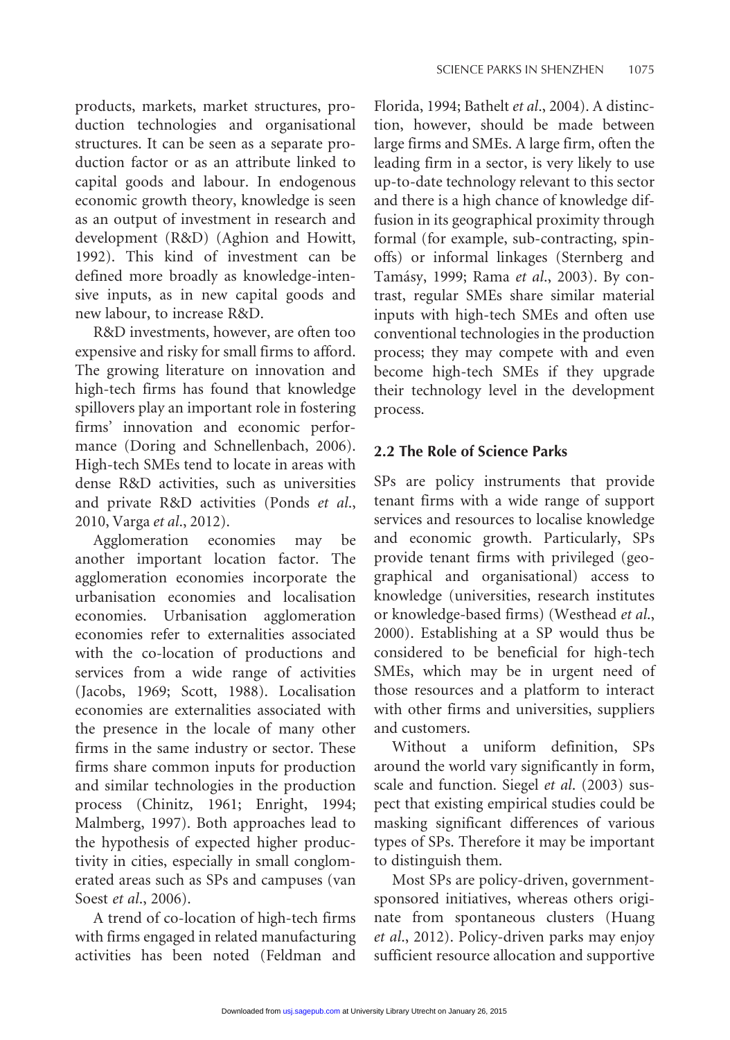products, markets, market structures, production technologies and organisational structures. It can be seen as a separate production factor or as an attribute linked to capital goods and labour. In endogenous economic growth theory, knowledge is seen as an output of investment in research and development (R&D) (Aghion and Howitt, 1992). This kind of investment can be defined more broadly as knowledge-intensive inputs, as in new capital goods and new labour, to increase R&D.

R&D investments, however, are often too expensive and risky for small firms to afford. The growing literature on innovation and high-tech firms has found that knowledge spillovers play an important role in fostering firms' innovation and economic performance (Doring and Schnellenbach, 2006). High-tech SMEs tend to locate in areas with dense R&D activities, such as universities and private R&D activities (Ponds *et al.*, 2010, Varga *et al.*, 2012).

Agglomeration economies may be another important location factor. The agglomeration economies incorporate the urbanisation economies and localisation economies. Urbanisation agglomeration economies refer to externalities associated with the co-location of productions and services from a wide range of activities (Jacobs, 1969; Scott, 1988). Localisation economies are externalities associated with the presence in the locale of many other firms in the same industry or sector. These firms share common inputs for production and similar technologies in the production process (Chinitz, 1961; Enright, 1994; Malmberg, 1997). Both approaches lead to the hypothesis of expected higher productivity in cities, especially in small conglomerated areas such as SPs and campuses (van Soest *et al.*, 2006).

A trend of co-location of high-tech firms with firms engaged in related manufacturing activities has been noted (Feldman and Florida, 1994; Bathelt *et al.*, 2004). A distinction, however, should be made between large firms and SMEs. A large firm, often the leading firm in a sector, is very likely to use up-to-date technology relevant to this sector and there is a high chance of knowledge diffusion in its geographical proximity through formal (for example, sub-contracting, spin-offs) or informal linkages (Sternberg and Tamásy, 1999; Rama *et al.*, 2003). By contrast, regular SMEs share similar material inputs with high-tech SMEs and often use conventional technologies in the production process; they may compete with and even become high-tech SMEs if they upgrade their technology level in the development process.

## 2.2 The Role of Science Parks

SPs are policy instruments that provide tenant firms with a wide range of support services and resources to localise knowledge and economic growth. Particularly, SPs provide tenant firms with privileged (geographical and organisational) access to knowledge (universities, research institutes or knowledge-based firms) (Westhead *et al.*, 2000). Establishing at a SP would thus be considered to be beneficial for high-tech SMEs, which may be in urgent need of those resources and a platform to interact with other firms and universities, suppliers and customers.

Without a uniform definition, SPs around the world vary significantly in form, scale and function. Siegel *et al.* (2003) suspect that existing empirical studies could be masking significant differences of various types of SPs. Therefore it may be important to distinguish them.

Most SPs are policy-driven, government-sponsored initiatives, whereas others originate from spontaneous clusters (Huang *et al.*, 2012). Policy-driven parks may enjoy sufficient resource allocation and supportive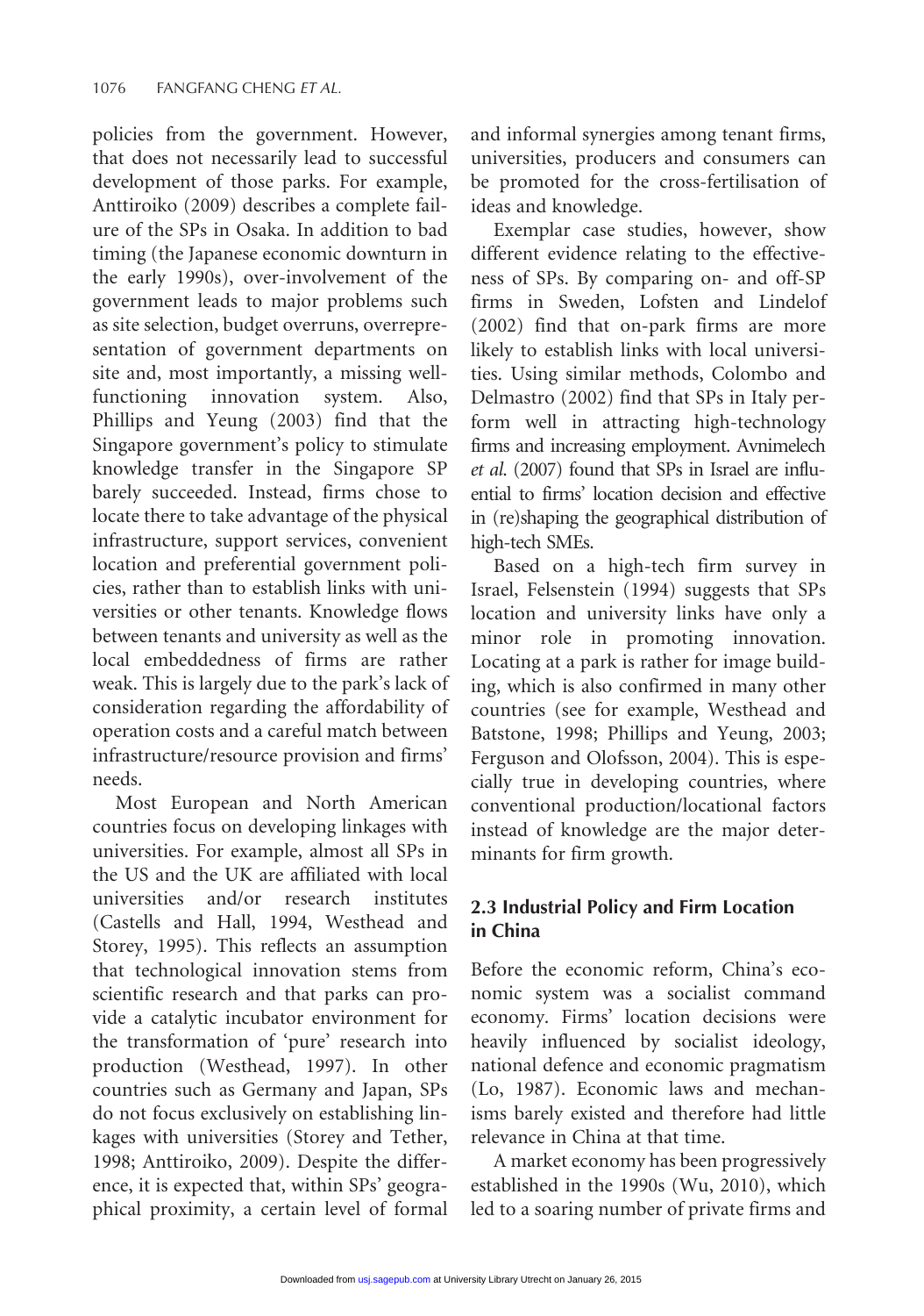policies from the government. However, that does not necessarily lead to successful development of those parks. For example, Anttiroiko (2009) describes a complete failure of the SPs in Osaka. In addition to bad timing (the Japanese economic downturn in the early 1990s), over-involvement of the government leads to major problems such as site selection, budget overruns, overrepresentation of government departments on site and, most importantly, a missing well-functioning innovation system. Also, Phillips and Yeung (2003) find that the Singapore government's policy to stimulate knowledge transfer in the Singapore SP barely succeeded. Instead, firms chose to locate there to take advantage of the physical infrastructure, support services, convenient location and preferential government policies, rather than to establish links with universities or other tenants. Knowledge flows between tenants and university as well as the local embeddedness of firms are rather weak. This is largely due to the park's lack of consideration regarding the affordability of operation costs and a careful match between infrastructure/resource provision and firms' needs.

Most European and North American countries focus on developing linkages with universities. For example, almost all SPs in the US and the UK are affiliated with local universities and/or research institutes (Castells and Hall, 1994, Westhead and Storey, 1995). This reflects an assumption that technological innovation stems from scientific research and that parks can provide a catalytic incubator environment for the transformation of 'pure' research into production (Westhead, 1997). In other countries such as Germany and Japan, SPs do not focus exclusively on establishing linkages with universities (Storey and Tether, 1998; Anttiroiko, 2009). Despite the difference, it is expected that, within SPs' geographical proximity, a certain level of formal and informal synergies among tenant firms, universities, producers and consumers can be promoted for the cross-fertilisation of ideas and knowledge.

Exemplar case studies, however, show different evidence relating to the effectiveness of SPs. By comparing on- and off-SP firms in Sweden, Lofsten and Lindelof (2002) find that on-park firms are more likely to establish links with local universities. Using similar methods, Colombo and Delmastro (2002) find that SPs in Italy perform well in attracting high-technology firms and increasing employment. Avnimelech *et al.* (2007) found that SPs in Israel are influential to firms' location decision and effective in (re)shaping the geographical distribution of high-tech SMEs.

Based on a high-tech firm survey in Israel, Felsenstein (1994) suggests that SPs location and university links have only a minor role in promoting innovation. Locating at a park is rather for image building, which is also confirmed in many other countries (see for example, Westhead and Batstone, 1998; Phillips and Yeung, 2003; Ferguson and Olofsson, 2004). This is especially true in developing countries, where conventional production/locational factors instead of knowledge are the major determinants for firm growth.

## 2.3 Industrial Policy and Firm Location in China

Before the economic reform, China's economic system was a socialist command economy. Firms' location decisions were heavily influenced by socialist ideology, national defence and economic pragmatism (Lo, 1987). Economic laws and mechanisms barely existed and therefore had little relevance in China at that time.

A market economy has been progressively established in the 1990s (Wu, 2010), which led to a soaring number of private firms and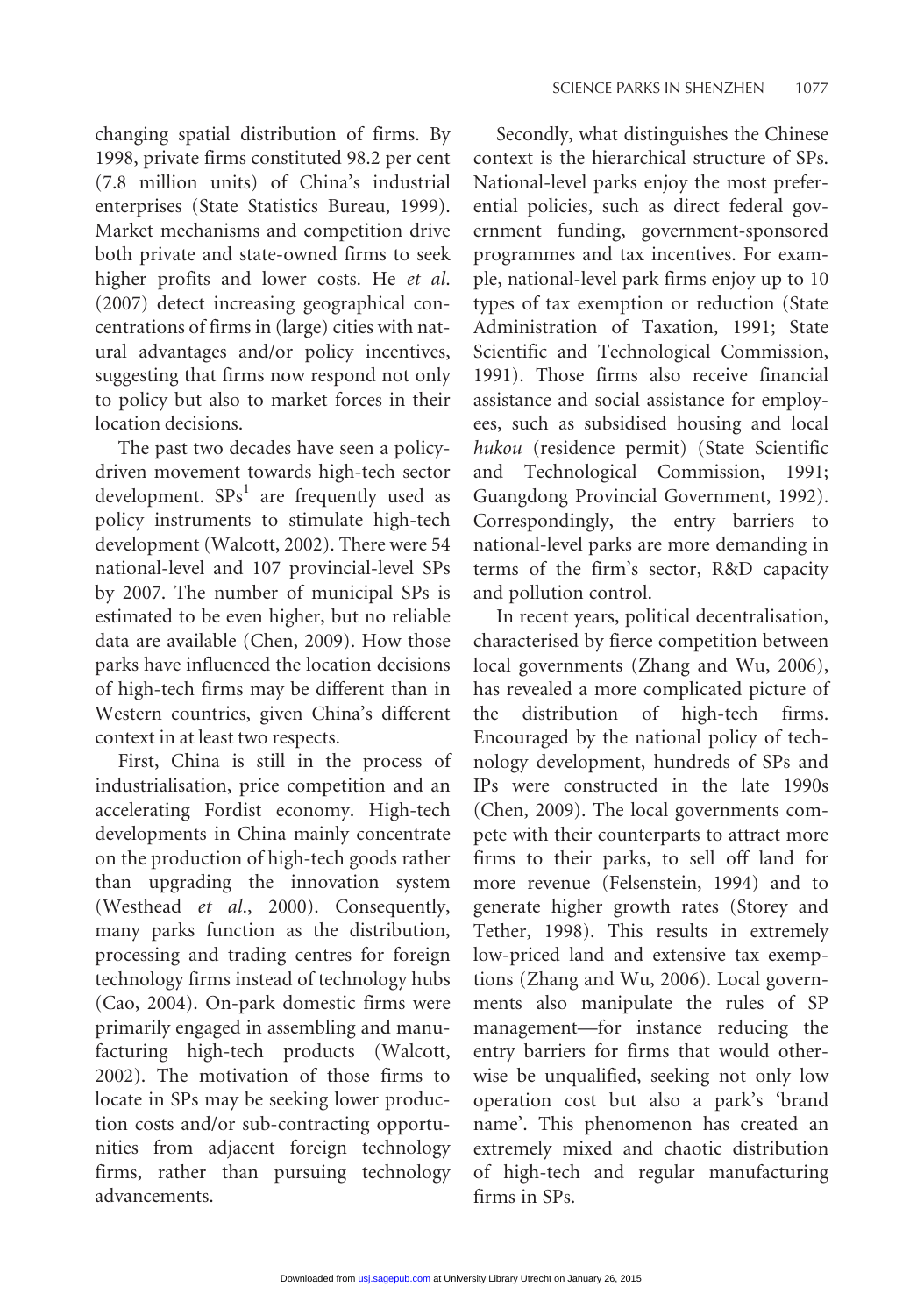changing spatial distribution of firms. By 1998, private firms constituted 98.2 per cent (7.8 million units) of China's industrial enterprises (State Statistics Bureau, 1999). Market mechanisms and competition drive both private and state-owned firms to seek higher profits and lower costs. He *et al.* (2007) detect increasing geographical concentrations of firms in (large) cities with natural advantages and/or policy incentives, suggesting that firms now respond not only to policy but also to market forces in their location decisions.

The past two decades have seen a policy-driven movement towards high-tech sector development. SPs[1] are frequently used as policy instruments to stimulate high-tech development (Walcott, 2002). There were 54 national-level and 107 provincial-level SPs by 2007. The number of municipal SPs is estimated to be even higher, but no reliable data are available (Chen, 2009). How those parks have influenced the location decisions of high-tech firms may be different than in Western countries, given China's different context in at least two respects.

First, China is still in the process of industrialisation, price competition and an accelerating Fordist economy. High-tech developments in China mainly concentrate on the production of high-tech goods rather than upgrading the innovation system (Westhead *et al.*, 2000). Consequently, many parks function as the distribution, processing and trading centres for foreign technology firms instead of technology hubs (Cao, 2004). On-park domestic firms were primarily engaged in assembling and manufacturing high-tech products (Walcott, 2002). The motivation of those firms to locate in SPs may be seeking lower production costs and/or sub-contracting opportunities from adjacent foreign technology firms, rather than pursuing technology advancements.

Secondly, what distinguishes the Chinese context is the hierarchical structure of SPs. National-level parks enjoy the most preferential policies, such as direct federal government funding, government-sponsored programmes and tax incentives. For example, national-level park firms enjoy up to 10 types of tax exemption or reduction (State Administration of Taxation, 1991; State Scientific and Technological Commission, 1991). Those firms also receive financial assistance and social assistance for employees, such as subsidised housing and local *hukou* (residence permit) (State Scientific and Technological Commission, 1991; Guangdong Provincial Government, 1992). Correspondingly, the entry barriers to national-level parks are more demanding in terms of the firm's sector, R&D capacity and pollution control.

In recent years, political decentralisation, characterised by fierce competition between local governments (Zhang and Wu, 2006), has revealed a more complicated picture of the distribution of high-tech firms. Encouraged by the national policy of technology development, hundreds of SPs and IPs were constructed in the late 1990s (Chen, 2009). The local governments compete with their counterparts to attract more firms to their parks, to sell off land for more revenue (Felsenstein, 1994) and to generate higher growth rates (Storey and Tether, 1998). This results in extremely low-priced land and extensive tax exemptions (Zhang and Wu, 2006). Local governments also manipulate the rules of SP management—for instance reducing the entry barriers for firms that would otherwise be unqualified, seeking not only low operation cost but also a park's 'brand name'. This phenomenon has created an extremely mixed and chaotic distribution of high-tech and regular manufacturing firms in SPs.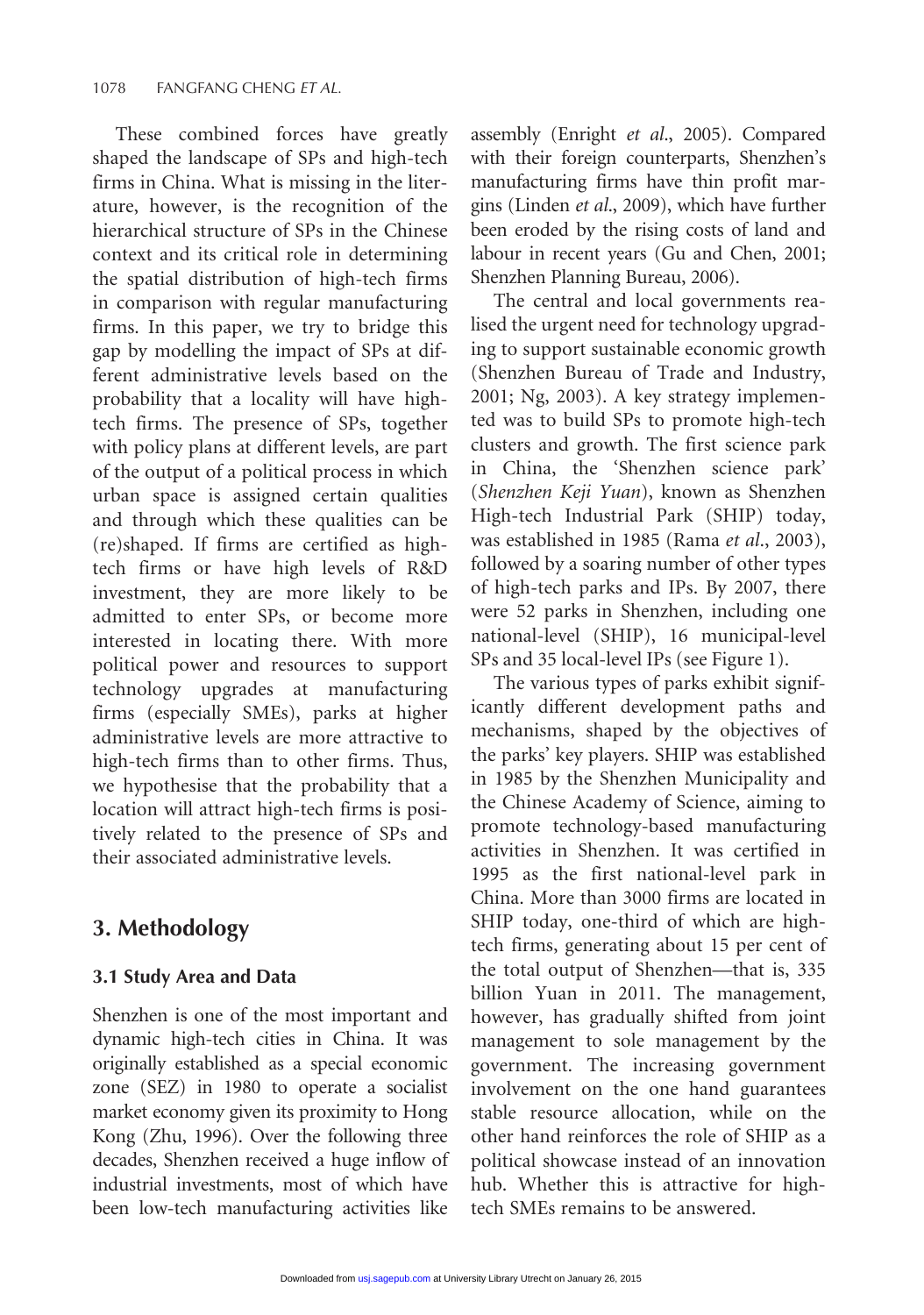These combined forces have greatly shaped the landscape of SPs and high-tech firms in China. What is missing in the literature, however, is the recognition of the hierarchical structure of SPs in the Chinese context and its critical role in determining the spatial distribution of high-tech firms in comparison with regular manufacturing firms. In this paper, we try to bridge this gap by modelling the impact of SPs at different administrative levels based on the probability that a locality will have high-tech firms. The presence of SPs, together with policy plans at different levels, are part of the output of a political process in which urban space is assigned certain qualities and through which these qualities can be (re)shaped. If firms are certified as high-tech firms or have high levels of R&D investment, they are more likely to be admitted to enter SPs, or become more interested in locating there. With more political power and resources to support technology upgrades at manufacturing firms (especially SMEs), parks at higher administrative levels are more attractive to high-tech firms than to other firms. Thus, we hypothesise that the probability that a location will attract high-tech firms is positively related to the presence of SPs and their associated administrative levels.

## 3. Methodology

### 3.1 Study Area and Data

Shenzhen is one of the most important and dynamic high-tech cities in China. It was originally established as a special economic zone (SEZ) in 1980 to operate a socialist market economy given its proximity to Hong Kong (Zhu, 1996). Over the following three decades, Shenzhen received a huge inflow of industrial investments, most of which have been low-tech manufacturing activities like assembly (Enright *et al*., 2005). Compared with their foreign counterparts, Shenzhen's manufacturing firms have thin profit margins (Linden *et al*., 2009), which have further been eroded by the rising costs of land and labour in recent years (Gu and Chen, 2001; Shenzhen Planning Bureau, 2006).

The central and local governments realised the urgent need for technology upgrading to support sustainable economic growth (Shenzhen Bureau of Trade and Industry, 2001; Ng, 2003). A key strategy implemented was to build SPs to promote high-tech clusters and growth. The first science park in China, the 'Shenzhen science park' (*Shenzhen Keji Yuan*), known as Shenzhen High-tech Industrial Park (SHIP) today, was established in 1985 (Rama *et al*., 2003), followed by a soaring number of other types of high-tech parks and IPs. By 2007, there were 52 parks in Shenzhen, including one national-level (SHIP), 16 municipal-level SPs and 35 local-level IPs (see Figure 1).

The various types of parks exhibit significantly different development paths and mechanisms, shaped by the objectives of the parks' key players. SHIP was established in 1985 by the Shenzhen Municipality and the Chinese Academy of Science, aiming to promote technology-based manufacturing activities in Shenzhen. It was certified in 1995 as the first national-level park in China. More than 3000 firms are located in SHIP today, one-third of which are high-tech firms, generating about 15 per cent of the total output of Shenzhen—that is, 335 billion Yuan in 2011. The management, however, has gradually shifted from joint management to sole management by the government. The increasing government involvement on the one hand guarantees stable resource allocation, while on the other hand reinforces the role of SHIP as a political showcase instead of an innovation hub. Whether this is attractive for high-tech SMEs remains to be answered.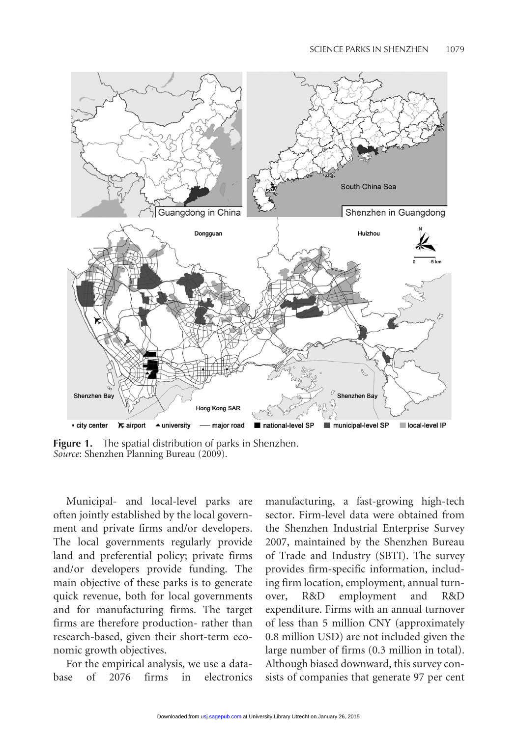**Figure 1.** The spatial distribution of parks in Shenzhen.
*Source*: Shenzhen Planning Bureau (2009).

Municipal- and local-level parks are often jointly established by the local government and private firms and/or developers. The local governments regularly provide land and preferential policy; private firms and/or developers provide funding. The main objective of these parks is to generate quick revenue, both for local governments and for manufacturing firms. The target firms are therefore production- rather than research-based, given their short-term economic growth objectives.

For the empirical analysis, we use a database of 2076 firms in electronics manufacturing, a fast-growing high-tech sector. Firm-level data were obtained from the Shenzhen Industrial Enterprise Survey 2007, maintained by the Shenzhen Bureau of Trade and Industry (SBTI). The survey provides firm-specific information, including firm location, employment, annual turnover, R&D employment and R&D expenditure. Firms with an annual turnover of less than 5 million CNY (approximately 0.8 million USD) are not included given the large number of firms (0.3 million in total). Although biased downward, this survey consists of companies that generate 97 per cent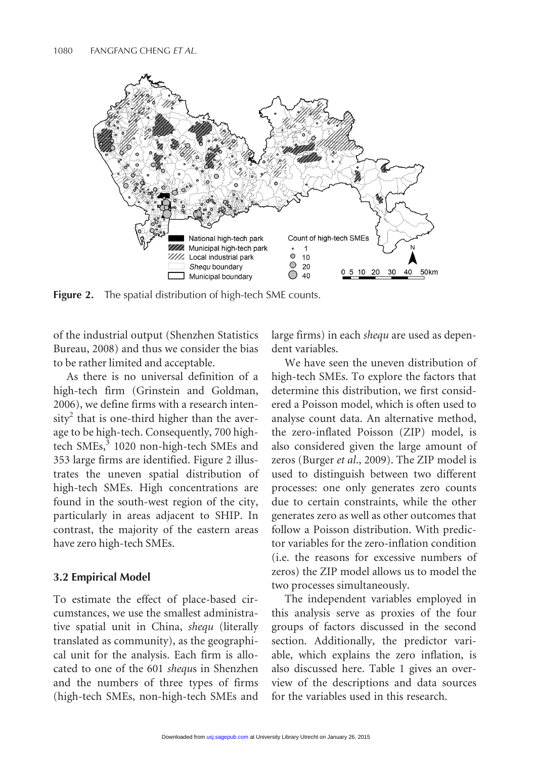Figure 2. The spatial distribution of high-tech SME counts.

of the industrial output (Shenzhen Statistics Bureau, 2008) and thus we consider the bias to be rather limited and acceptable.

As there is no universal definition of a high-tech firm (Grinstein and Goldman, 2006), we define firms with a research intensity[2] that is one-third higher than the average to be high-tech. Consequently, 700 high-tech SMEs,[3] 1020 non-high-tech SMEs and 353 large firms are identified. Figure 2 illustrates the uneven spatial distribution of high-tech SMEs. High concentrations are found in the south-west region of the city, particularly in areas adjacent to SHIP. In contrast, the majority of the eastern areas have zero high-tech SMEs.

### 3.2 Empirical Model

To estimate the effect of place-based circumstances, we use the smallest administrative spatial unit in China, *shequ* (literally translated as community), as the geographical unit for the analysis. Each firm is allocated to one of the 601 *shequ*s in Shenzhen and the numbers of three types of firms (high-tech SMEs, non-high-tech SMEs and large firms) in each *shequ* are used as dependent variables.

We have seen the uneven distribution of high-tech SMEs. To explore the factors that determine this distribution, we first considered a Poisson model, which is often used to analyse count data. An alternative method, the zero-inflated Poisson (ZIP) model, is also considered given the large amount of zeros (Burger *et al*., 2009). The ZIP model is used to distinguish between two different processes: one only generates zero counts due to certain constraints, while the other generates zero as well as other outcomes that follow a Poisson distribution. With predictor variables for the zero-inflation condition (i.e. the reasons for excessive numbers of zeros) the ZIP model allows us to model the two processes simultaneously.

The independent variables employed in this analysis serve as proxies of the four groups of factors discussed in the second section. Additionally, the predictor variable, which explains the zero inflation, is also discussed here. Table 1 gives an overview of the descriptions and data sources for the variables used in this research.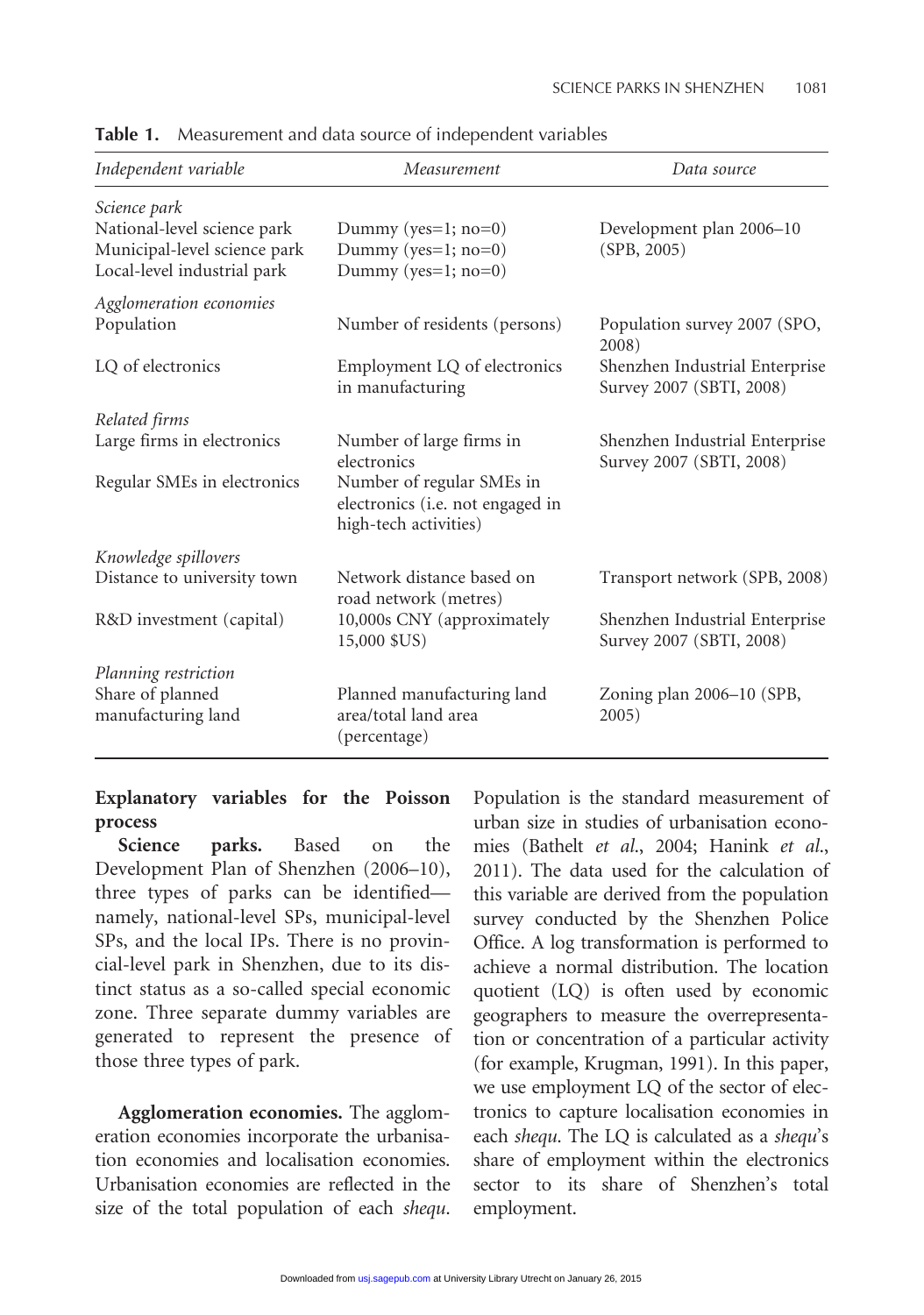**Table 1.** Measurement and data source of independent variables

| *Independent variable* | *Measurement* | *Data source* |
|---|---|---|
| *Science park* | | |
| National-level science park | Dummy (yes=1; no=0) | Development plan 2006–10 (SPB, 2005) |
| Municipal-level science park | Dummy (yes=1; no=0) | |
| Local-level industrial park | Dummy (yes=1; no=0) | |
| *Agglomeration economies* | | |
| Population | Number of residents (persons) | Population survey 2007 (SPO, 2008) |
| LQ of electronics | Employment LQ of electronics in manufacturing | Shenzhen Industrial Enterprise Survey 2007 (SBTI, 2008) |
| *Related firms* | | |
| Large firms in electronics | Number of large firms in electronics | Shenzhen Industrial Enterprise Survey 2007 (SBTI, 2008) |
| Regular SMEs in electronics | Number of regular SMEs in electronics (i.e. not engaged in high-tech activities) | |
| *Knowledge spillovers* | | |
| Distance to university town | Network distance based on road network (metres) | Transport network (SPB, 2008) |
| R&D investment (capital) | 10,000s CNY (approximately 15,000 $US) | Shenzhen Industrial Enterprise Survey 2007 (SBTI, 2008) |
| *Planning restriction* | | |
| Share of planned manufacturing land | Planned manufacturing land area/total land area (percentage) | Zoning plan 2006–10 (SPB, 2005) |

### Explanatory variables for the Poisson process

**Science parks.** Based on the Development Plan of Shenzhen (2006–10), three types of parks can be identified—namely, national-level SPs, municipal-level SPs, and the local IPs. There is no provincial-level park in Shenzhen, due to its distinct status as a so-called special economic zone. Three separate dummy variables are generated to represent the presence of those three types of park.

**Agglomeration economies.** The agglomeration economies incorporate the urbanisation economies and localisation economies. Urbanisation economies are reflected in the size of the total population of each *shequ*. Population is the standard measurement of urban size in studies of urbanisation economies (Bathelt *et al*., 2004; Hanink *et al*., 2011). The data used for the calculation of this variable are derived from the population survey conducted by the Shenzhen Police Office. A log transformation is performed to achieve a normal distribution. The location quotient (LQ) is often used by economic geographers to measure the overrepresentation or concentration of a particular activity (for example, Krugman, 1991). In this paper, we use employment LQ of the sector of electronics to capture localisation economies in each *shequ*. The LQ is calculated as a *shequ*'s share of employment within the electronics sector to its share of Shenzhen's total employment.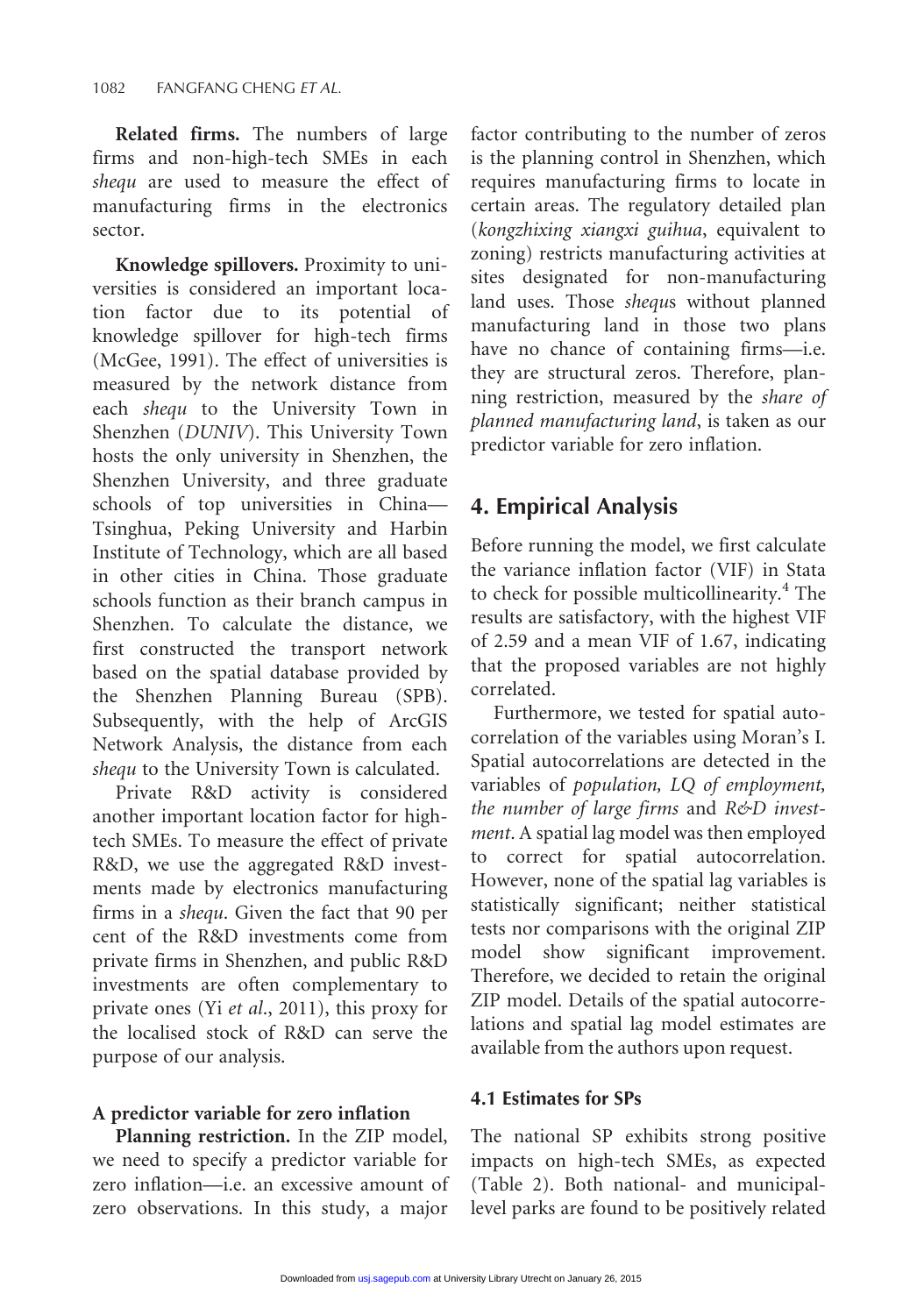**Related firms.** The numbers of large firms and non-high-tech SMEs in each *shequ* are used to measure the effect of manufacturing firms in the electronics sector.

**Knowledge spillovers.** Proximity to universities is considered an important location factor due to its potential of knowledge spillover for high-tech firms (McGee, 1991). The effect of universities is measured by the network distance from each *shequ* to the University Town in Shenzhen (*DUNIV*). This University Town hosts the only university in Shenzhen, the Shenzhen University, and three graduate schools of top universities in China—Tsinghua, Peking University and Harbin Institute of Technology, which are all based in other cities in China. Those graduate schools function as their branch campus in Shenzhen. To calculate the distance, we first constructed the transport network based on the spatial database provided by the Shenzhen Planning Bureau (SPB). Subsequently, with the help of ArcGIS Network Analysis, the distance from each *shequ* to the University Town is calculated.

Private R&D activity is considered another important location factor for high-tech SMEs. To measure the effect of private R&D, we use the aggregated R&D investments made by electronics manufacturing firms in a *shequ*. Given the fact that 90 per cent of the R&D investments come from private firms in Shenzhen, and public R&D investments are often complementary to private ones (Yi *et al.*, 2011), this proxy for the localised stock of R&D can serve the purpose of our analysis.

### A predictor variable for zero inflation

**Planning restriction.** In the ZIP model, we need to specify a predictor variable for zero inflation—i.e. an excessive amount of zero observations. In this study, a major factor contributing to the number of zeros is the planning control in Shenzhen, which requires manufacturing firms to locate in certain areas. The regulatory detailed plan (*kongzhixing xiangxi guihua*, equivalent to zoning) restricts manufacturing activities at sites designated for non-manufacturing land uses. Those *shequ*s without planned manufacturing land in those two plans have no chance of containing firms—i.e. they are structural zeros. Therefore, planning restriction, measured by the *share of planned manufacturing land*, is taken as our predictor variable for zero inflation.

## 4. Empirical Analysis

Before running the model, we first calculate the variance inflation factor (VIF) in Stata to check for possible multicollinearity.[4] The results are satisfactory, with the highest VIF of 2.59 and a mean VIF of 1.67, indicating that the proposed variables are not highly correlated.

Furthermore, we tested for spatial autocorrelation of the variables using Moran's I. Spatial autocorrelations are detected in the variables of *population, LQ of employment, the number of large firms* and *R&D investment*. A spatial lag model was then employed to correct for spatial autocorrelation. However, none of the spatial lag variables is statistically significant; neither statistical tests nor comparisons with the original ZIP model show significant improvement. Therefore, we decided to retain the original ZIP model. Details of the spatial autocorrelations and spatial lag model estimates are available from the authors upon request.

### 4.1 Estimates for SPs

The national SP exhibits strong positive impacts on high-tech SMEs, as expected (Table 2). Both national- and municipal-level parks are found to be positively related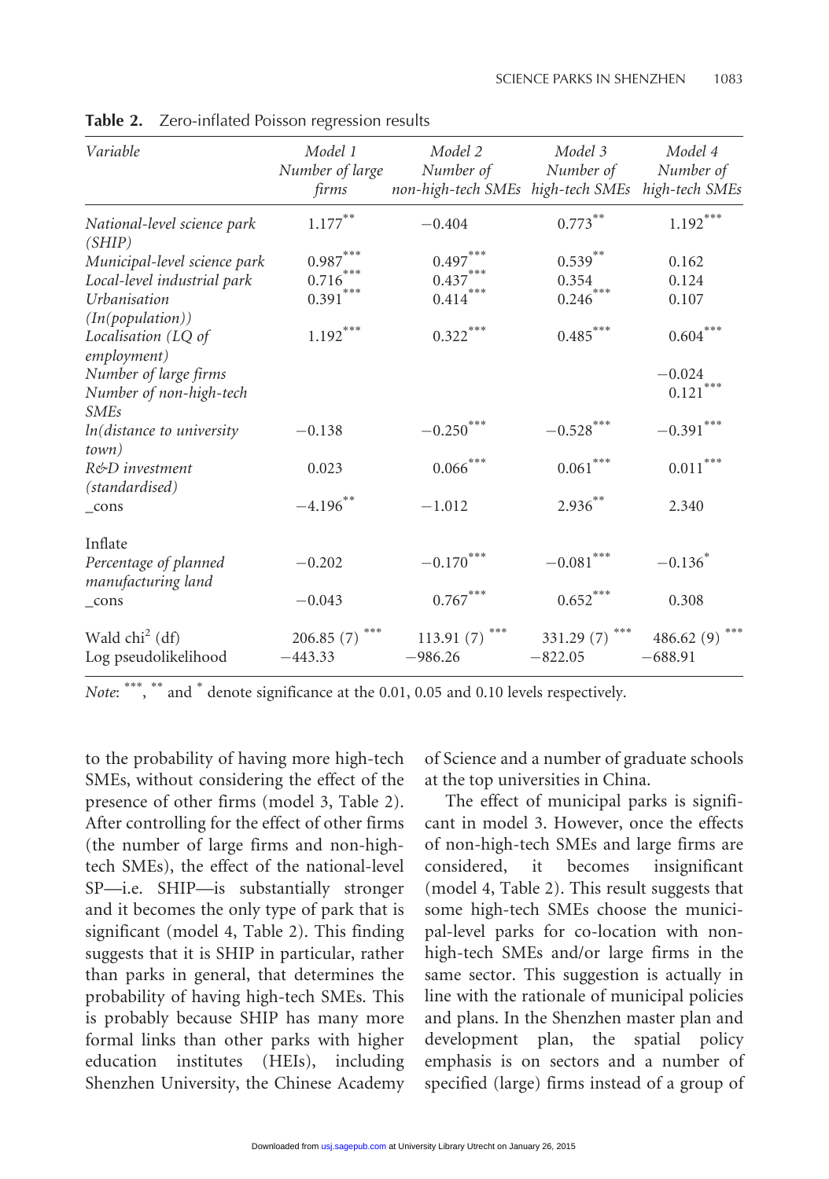**Table 2.** Zero-inflated Poisson regression results

| Variable | Model 1 Number of large firms | Model 2 Number of non-high-tech SMEs | Model 3 Number of high-tech SMEs | Model 4 Number of high-tech SMEs |
|---|---|---|---|---|
| National-level science park (SHIP) | 1.177** | −0.404 | 0.773** | 1.192*** |
| Municipal-level science park | 0.987*** | 0.497*** | 0.539** | 0.162 |
| Local-level industrial park | 0.716*** | 0.437*** | 0.354 | 0.124 |
| Urbanisation (ln(population)) | 0.391*** | 0.414*** | 0.246*** | 0.107 |
| Localisation (LQ of employment) | 1.192*** | 0.322*** | 0.485*** | 0.604*** |
| Number of large firms | | | | −0.024 |
| Number of non-high-tech SMEs | | | | 0.121*** |
| ln(distance to university town) | −0.138 | −0.250*** | −0.528*** | −0.391*** |
| R&D investment (standardised) | 0.023 | 0.066*** | 0.061*** | 0.011*** |
| _cons | −4.196** | −1.012 | 2.936** | 2.340 |
| Inflate | | | | |
| Percentage of planned manufacturing land | −0.202 | −0.170*** | −0.081*** | −0.136* |
| _cons | −0.043 | 0.767*** | 0.652*** | 0.308 |
| Wald chi[2] (df) | 206.85 (7) *** | 113.91 (7) *** | 331.29 (7) *** | 486.62 (9) *** |
| Log pseudolikelihood | −443.33 | −986.26 | −822.05 | −688.91 |

*Note*: ***, ** and * denote significance at the 0.01, 0.05 and 0.10 levels respectively.

to the probability of having more high-tech SMEs, without considering the effect of the presence of other firms (model 3, Table 2). After controlling for the effect of other firms (the number of large firms and non-high-tech SMEs), the effect of the national-level SP—i.e. SHIP—is substantially stronger and it becomes the only type of park that is significant (model 4, Table 2). This finding suggests that it is SHIP in particular, rather than parks in general, that determines the probability of having high-tech SMEs. This is probably because SHIP has many more formal links than other parks with higher education institutes (HEIs), including Shenzhen University, the Chinese Academy of Science and a number of graduate schools at the top universities in China.

The effect of municipal parks is significant in model 3. However, once the effects of non-high-tech SMEs and large firms are considered, it becomes insignificant (model 4, Table 2). This result suggests that some high-tech SMEs choose the municipal-level parks for co-location with non-high-tech SMEs and/or large firms in the same sector. This suggestion is actually in line with the rationale of municipal policies and plans. In the Shenzhen master plan and development plan, the spatial policy emphasis is on sectors and a number of specified (large) firms instead of a group of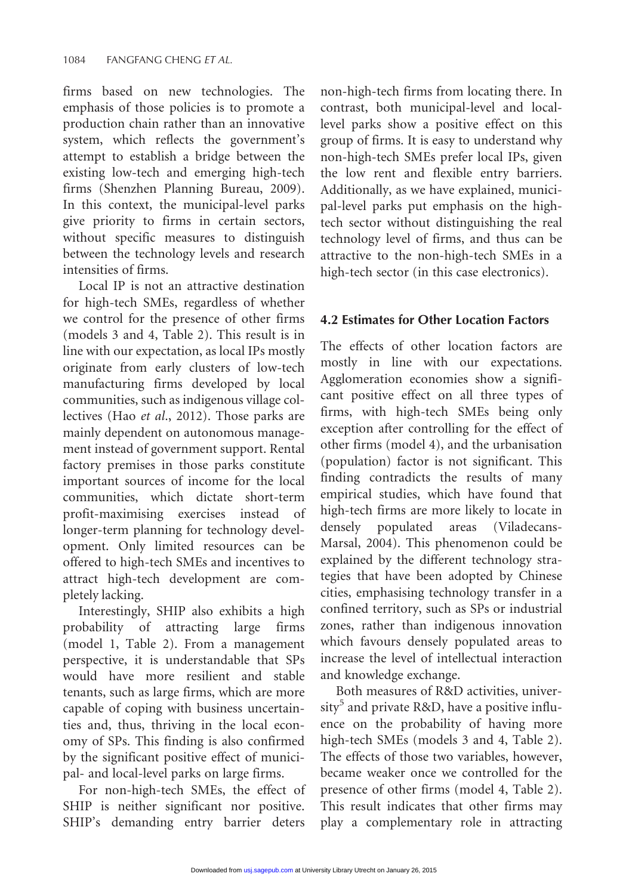firms based on new technologies. The emphasis of those policies is to promote a production chain rather than an innovative system, which reflects the government's attempt to establish a bridge between the existing low-tech and emerging high-tech firms (Shenzhen Planning Bureau, 2009). In this context, the municipal-level parks give priority to firms in certain sectors, without specific measures to distinguish between the technology levels and research intensities of firms.

Local IP is not an attractive destination for high-tech SMEs, regardless of whether we control for the presence of other firms (models 3 and 4, Table 2). This result is in line with our expectation, as local IPs mostly originate from early clusters of low-tech manufacturing firms developed by local communities, such as indigenous village collectives (Hao *et al.*, 2012). Those parks are mainly dependent on autonomous management instead of government support. Rental factory premises in those parks constitute important sources of income for the local communities, which dictate short-term profit-maximising exercises instead of longer-term planning for technology development. Only limited resources can be offered to high-tech SMEs and incentives to attract high-tech development are completely lacking.

Interestingly, SHIP also exhibits a high probability of attracting large firms (model 1, Table 2). From a management perspective, it is understandable that SPs would have more resilient and stable tenants, such as large firms, which are more capable of coping with business uncertainties and, thus, thriving in the local economy of SPs. This finding is also confirmed by the significant positive effect of municipal- and local-level parks on large firms.

For non-high-tech SMEs, the effect of SHIP is neither significant nor positive. SHIP's demanding entry barrier deters non-high-tech firms from locating there. In contrast, both municipal-level and local-level parks show a positive effect on this group of firms. It is easy to understand why non-high-tech SMEs prefer local IPs, given the low rent and flexible entry barriers. Additionally, as we have explained, municipal-level parks put emphasis on the high-tech sector without distinguishing the real technology level of firms, and thus can be attractive to the non-high-tech SMEs in a high-tech sector (in this case electronics).

## 4.2 Estimates for Other Location Factors

The effects of other location factors are mostly in line with our expectations. Agglomeration economies show a significant positive effect on all three types of firms, with high-tech SMEs being only exception after controlling for the effect of other firms (model 4), and the urbanisation (population) factor is not significant. This finding contradicts the results of many empirical studies, which have found that high-tech firms are more likely to locate in densely populated areas (Viladecans-Marsal, 2004). This phenomenon could be explained by the different technology strategies that have been adopted by Chinese cities, emphasising technology transfer in a confined territory, such as SPs or industrial zones, rather than indigenous innovation which favours densely populated areas to increase the level of intellectual interaction and knowledge exchange.

Both measures of R&D activities, university[5] and private R&D, have a positive influence on the probability of having more high-tech SMEs (models 3 and 4, Table 2). The effects of those two variables, however, became weaker once we controlled for the presence of other firms (model 4, Table 2). This result indicates that other firms may play a complementary role in attracting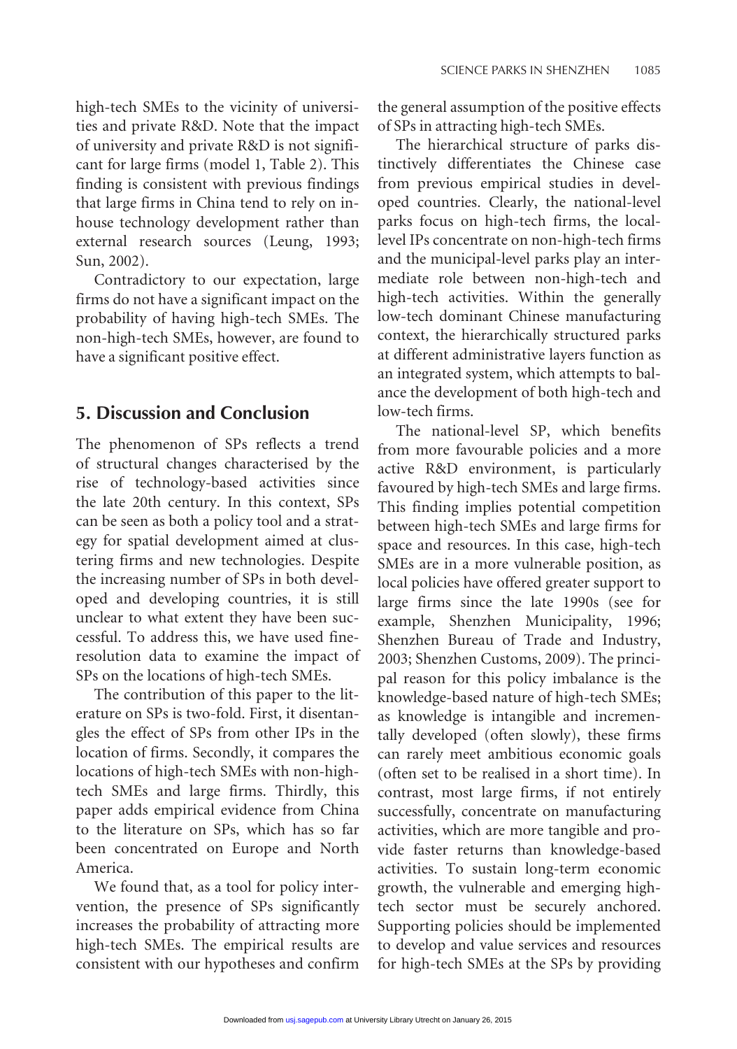high-tech SMEs to the vicinity of universities and private R&D. Note that the impact of university and private R&D is not significant for large firms (model 1, Table 2). This finding is consistent with previous findings that large firms in China tend to rely on in-house technology development rather than external research sources (Leung, 1993; Sun, 2002).

Contradictory to our expectation, large firms do not have a significant impact on the probability of having high-tech SMEs. The non-high-tech SMEs, however, are found to have a significant positive effect.

## 5. Discussion and Conclusion

The phenomenon of SPs reflects a trend of structural changes characterised by the rise of technology-based activities since the late 20th century. In this context, SPs can be seen as both a policy tool and a strategy for spatial development aimed at clustering firms and new technologies. Despite the increasing number of SPs in both developed and developing countries, it is still unclear to what extent they have been successful. To address this, we have used fine-resolution data to examine the impact of SPs on the locations of high-tech SMEs.

The contribution of this paper to the literature on SPs is two-fold. First, it disentangles the effect of SPs from other IPs in the location of firms. Secondly, it compares the locations of high-tech SMEs with non-high-tech SMEs and large firms. Thirdly, this paper adds empirical evidence from China to the literature on SPs, which has so far been concentrated on Europe and North America.

We found that, as a tool for policy intervention, the presence of SPs significantly increases the probability of attracting more high-tech SMEs. The empirical results are consistent with our hypotheses and confirm the general assumption of the positive effects of SPs in attracting high-tech SMEs.

The hierarchical structure of parks distinctively differentiates the Chinese case from previous empirical studies in developed countries. Clearly, the national-level parks focus on high-tech firms, the local-level IPs concentrate on non-high-tech firms and the municipal-level parks play an intermediate role between non-high-tech and high-tech activities. Within the generally low-tech dominant Chinese manufacturing context, the hierarchically structured parks at different administrative layers function as an integrated system, which attempts to balance the development of both high-tech and low-tech firms.

The national-level SP, which benefits from more favourable policies and a more active R&D environment, is particularly favoured by high-tech SMEs and large firms. This finding implies potential competition between high-tech SMEs and large firms for space and resources. In this case, high-tech SMEs are in a more vulnerable position, as local policies have offered greater support to large firms since the late 1990s (see for example, Shenzhen Municipality, 1996; Shenzhen Bureau of Trade and Industry, 2003; Shenzhen Customs, 2009). The principal reason for this policy imbalance is the knowledge-based nature of high-tech SMEs; as knowledge is intangible and incrementally developed (often slowly), these firms can rarely meet ambitious economic goals (often set to be realised in a short time). In contrast, most large firms, if not entirely successfully, concentrate on manufacturing activities, which are more tangible and provide faster returns than knowledge-based activities. To sustain long-term economic growth, the vulnerable and emerging high-tech sector must be securely anchored. Supporting policies should be implemented to develop and value services and resources for high-tech SMEs at the SPs by providing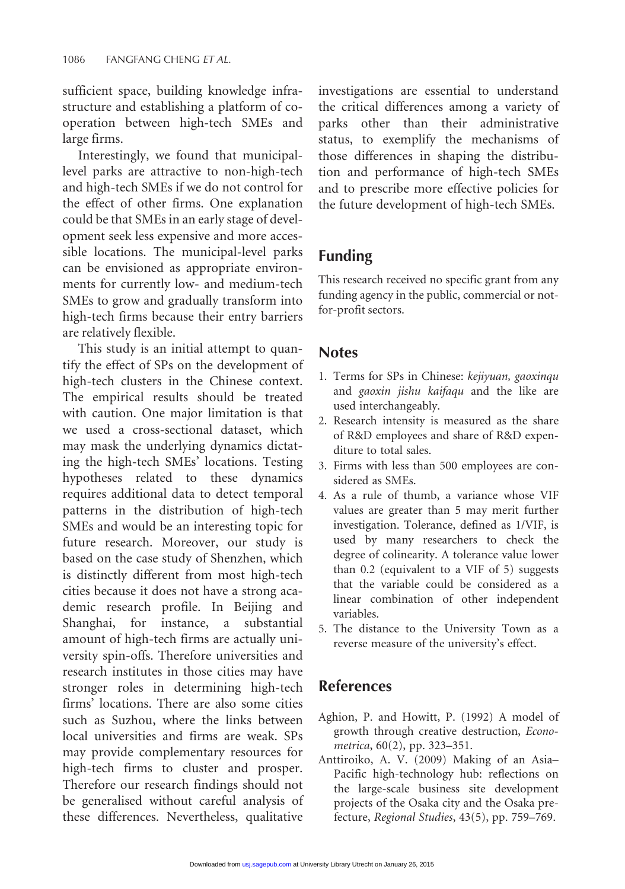sufficient space, building knowledge infrastructure and establishing a platform of co-operation between high-tech SMEs and large firms.

Interestingly, we found that municipal-level parks are attractive to non-high-tech and high-tech SMEs if we do not control for the effect of other firms. One explanation could be that SMEs in an early stage of development seek less expensive and more accessible locations. The municipal-level parks can be envisioned as appropriate environments for currently low- and medium-tech SMEs to grow and gradually transform into high-tech firms because their entry barriers are relatively flexible.

This study is an initial attempt to quantify the effect of SPs on the development of high-tech clusters in the Chinese context. The empirical results should be treated with caution. One major limitation is that we used a cross-sectional dataset, which may mask the underlying dynamics dictating the high-tech SMEs' locations. Testing hypotheses related to these dynamics requires additional data to detect temporal patterns in the distribution of high-tech SMEs and would be an interesting topic for future research. Moreover, our study is based on the case study of Shenzhen, which is distinctly different from most high-tech cities because it does not have a strong academic research profile. In Beijing and Shanghai, for instance, a substantial amount of high-tech firms are actually university spin-offs. Therefore universities and research institutes in those cities may have stronger roles in determining high-tech firms' locations. There are also some cities such as Suzhou, where the links between local universities and firms are weak. SPs may provide complementary resources for high-tech firms to cluster and prosper. Therefore our research findings should not be generalised without careful analysis of these differences. Nevertheless, qualitative investigations are essential to understand the critical differences among a variety of parks other than their administrative status, to exemplify the mechanisms of those differences in shaping the distribution and performance of high-tech SMEs and to prescribe more effective policies for the future development of high-tech SMEs.

## Funding

This research received no specific grant from any funding agency in the public, commercial or not-for-profit sectors.

## Notes

1. Terms for SPs in Chinese: *kejiyuan, gaoxinqu* and *gaoxin jishu kaifaqu* and the like are used interchangeably.
2. Research intensity is measured as the share of R&D employees and share of R&D expenditure to total sales.
3. Firms with less than 500 employees are considered as SMEs.
4. As a rule of thumb, a variance whose VIF values are greater than 5 may merit further investigation. Tolerance, defined as 1/VIF, is used by many researchers to check the degree of colinearity. A tolerance value lower than 0.2 (equivalent to a VIF of 5) suggests that the variable could be considered as a linear combination of other independent variables.
5. The distance to the University Town as a reverse measure of the university's effect.

## References

Aghion, P. and Howitt, P. (1992) A model of growth through creative destruction, *Econometrica*, 60(2), pp. 323–351.

Anttiroiko, A. V. (2009) Making of an Asia–Pacific high-technology hub: reflections on the large-scale business site development projects of the Osaka city and the Osaka prefecture, *Regional Studies*, 43(5), pp. 759–769.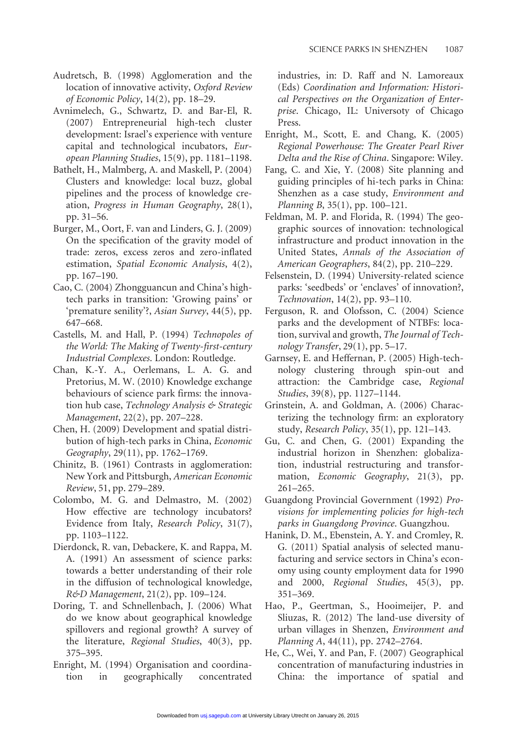Audretsch, B. (1998) Agglomeration and the location of innovative activity, *Oxford Review of Economic Policy*, 14(2), pp. 18–29.

Avnimelech, G., Schwartz, D. and Bar-El, R. (2007) Entrepreneurial high-tech cluster development: Israel's experience with venture capital and technological incubators, *European Planning Studies*, 15(9), pp. 1181–1198.

Bathelt, H., Malmberg, A. and Maskell, P. (2004) Clusters and knowledge: local buzz, global pipelines and the process of knowledge creation, *Progress in Human Geography*, 28(1), pp. 31–56.

Burger, M., Oort, F. van and Linders, G. J. (2009) On the specification of the gravity model of trade: zeros, excess zeros and zero-inflated estimation, *Spatial Economic Analysis*, 4(2), pp. 167–190.

Cao, C. (2004) Zhongguancun and China's high-tech parks in transition: 'Growing pains' or 'premature senility'?, *Asian Survey*, 44(5), pp. 647–668.

Castells, M. and Hall, P. (1994) *Technopoles of the World: The Making of Twenty-first-century Industrial Complexes*. London: Routledge.

Chan, K.-Y. A., Oerlemans, L. A. G. and Pretorius, M. W. (2010) Knowledge exchange behaviours of science park firms: the innovation hub case, *Technology Analysis & Strategic Management*, 22(2), pp. 207–228.

Chen, H. (2009) Development and spatial distribution of high-tech parks in China, *Economic Geography*, 29(11), pp. 1762–1769.

Chinitz, B. (1961) Contrasts in agglomeration: New York and Pittsburgh, *American Economic Review*, 51, pp. 279–289.

Colombo, M. G. and Delmastro, M. (2002) How effective are technology incubators? Evidence from Italy, *Research Policy*, 31(7), pp. 1103–1122.

Dierdonck, R. van, Debackere, K. and Rappa, M. A. (1991) An assessment of science parks: towards a better understanding of their role in the diffusion of technological knowledge, *R&D Management*, 21(2), pp. 109–124.

Doring, T. and Schnellenbach, J. (2006) What do we know about geographical knowledge spillovers and regional growth? A survey of the literature, *Regional Studies*, 40(3), pp. 375–395.

Enright, M. (1994) Organisation and coordination in geographically concentrated industries, in: D. Raff and N. Lamoreaux (Eds) *Coordination and Information: Historical Perspectives on the Organization of Enterprise*. Chicago, IL: Universoty of Chicago Press.

Enright, M., Scott, E. and Chang, K. (2005) *Regional Powerhouse: The Greater Pearl River Delta and the Rise of China*. Singapore: Wiley.

Fang, C. and Xie, Y. (2008) Site planning and guiding principles of hi-tech parks in China: Shenzhen as a case study, *Environment and Planning B*, 35(1), pp. 100–121.

Feldman, M. P. and Florida, R. (1994) The geographic sources of innovation: technological infrastructure and product innovation in the United States, *Annals of the Association of American Geographers*, 84(2), pp. 210–229.

Felsenstein, D. (1994) University-related science parks: 'seedbeds' or 'enclaves' of innovation?, *Technovation*, 14(2), pp. 93–110.

Ferguson, R. and Olofsson, C. (2004) Science parks and the development of NTBFs: location, survival and growth, *The Journal of Technology Transfer*, 29(1), pp. 5–17.

Garnsey, E. and Heffernan, P. (2005) High-technology clustering through spin-out and attraction: the Cambridge case, *Regional Studies*, 39(8), pp. 1127–1144.

Grinstein, A. and Goldman, A. (2006) Characterizing the technology firm: an exploratory study, *Research Policy*, 35(1), pp. 121–143.

Gu, C. and Chen, G. (2001) Expanding the industrial horizon in Shenzhen: globalization, industrial restructuring and transformation, *Economic Geography*, 21(3), pp. 261–265.

Guangdong Provincial Government (1992) *Provisions for implementing policies for high-tech parks in Guangdong Province*. Guangzhou.

Hanink, D. M., Ebenstein, A. Y. and Cromley, R. G. (2011) Spatial analysis of selected manufacturing and service sectors in China's economy using county employment data for 1990 and 2000, *Regional Studies*, 45(3), pp. 351–369.

Hao, P., Geertman, S., Hooimeijer, P. and Sliuzas, R. (2012) The land-use diversity of urban villages in Shenzen, *Environment and Planning A*, 44(11), pp. 2742–2764.

He, C., Wei, Y. and Pan, F. (2007) Geographical concentration of manufacturing industries in China: the importance of spatial and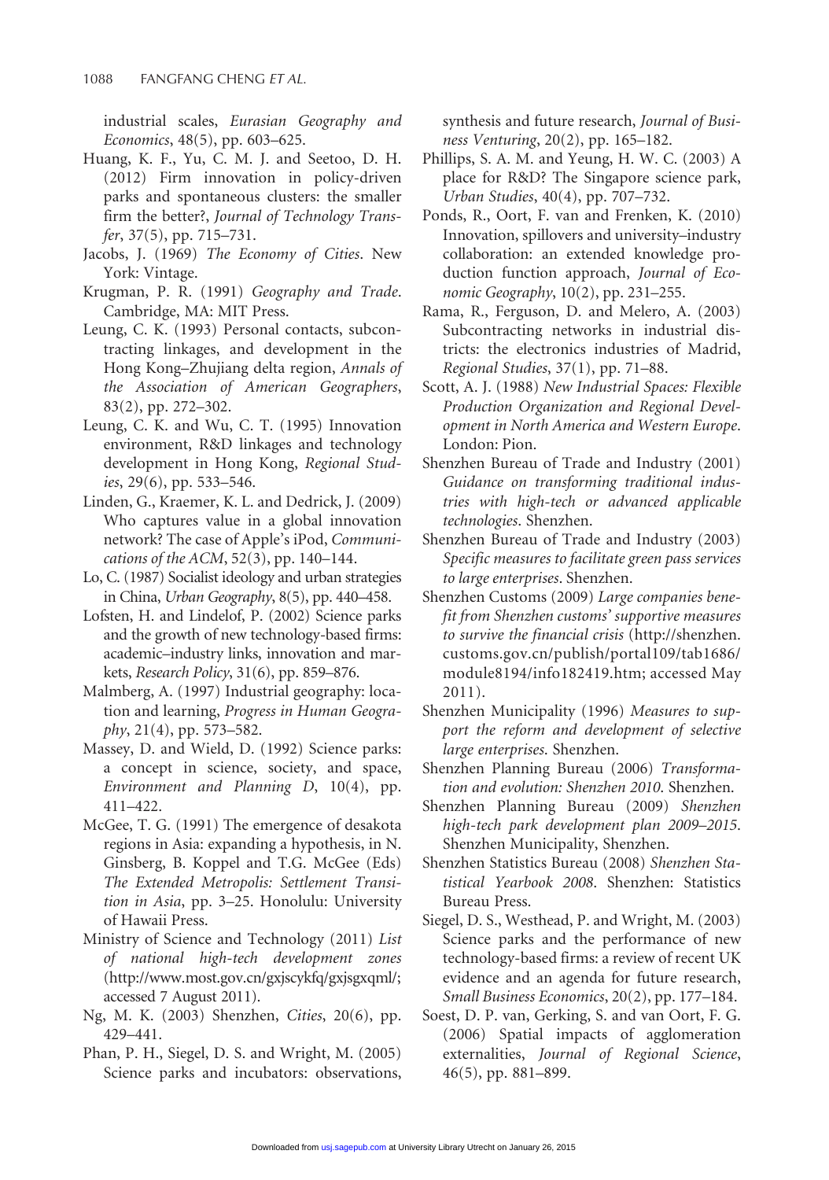industrial scales, *Eurasian Geography and Economics*, 48(5), pp. 603–625.

Huang, K. F., Yu, C. M. J. and Seetoo, D. H. (2012) Firm innovation in policy-driven parks and spontaneous clusters: the smaller firm the better?, *Journal of Technology Transfer*, 37(5), pp. 715–731.

Jacobs, J. (1969) *The Economy of Cities*. New York: Vintage.

Krugman, P. R. (1991) *Geography and Trade*. Cambridge, MA: MIT Press.

Leung, C. K. (1993) Personal contacts, subcontracting linkages, and development in the Hong Kong–Zhujiang delta region, *Annals of the Association of American Geographers*, 83(2), pp. 272–302.

Leung, C. K. and Wu, C. T. (1995) Innovation environment, R&D linkages and technology development in Hong Kong, *Regional Studies*, 29(6), pp. 533–546.

Linden, G., Kraemer, K. L. and Dedrick, J. (2009) Who captures value in a global innovation network? The case of Apple's iPod, *Communications of the ACM*, 52(3), pp. 140–144.

Lo, C. (1987) Socialist ideology and urban strategies in China, *Urban Geography*, 8(5), pp. 440–458.

Lofsten, H. and Lindelof, P. (2002) Science parks and the growth of new technology-based firms: academic–industry links, innovation and markets, *Research Policy*, 31(6), pp. 859–876.

Malmberg, A. (1997) Industrial geography: location and learning, *Progress in Human Geography*, 21(4), pp. 573–582.

Massey, D. and Wield, D. (1992) Science parks: a concept in science, society, and space, *Environment and Planning D*, 10(4), pp. 411–422.

McGee, T. G. (1991) The emergence of desakota regions in Asia: expanding a hypothesis, in N. Ginsberg, B. Koppel and T.G. McGee (Eds) *The Extended Metropolis: Settlement Transition in Asia*, pp. 3–25. Honolulu: University of Hawaii Press.

Ministry of Science and Technology (2011) *List of national high-tech development zones* (http://www.most.gov.cn/gxjscykfq/gxjsgxqml/; accessed 7 August 2011).

Ng, M. K. (2003) Shenzhen, *Cities*, 20(6), pp. 429–441.

Phan, P. H., Siegel, D. S. and Wright, M. (2005) Science parks and incubators: observations, synthesis and future research, *Journal of Business Venturing*, 20(2), pp. 165–182.

Phillips, S. A. M. and Yeung, H. W. C. (2003) A place for R&D? The Singapore science park, *Urban Studies*, 40(4), pp. 707–732.

Ponds, R., Oort, F. van and Frenken, K. (2010) Innovation, spillovers and university–industry collaboration: an extended knowledge production function approach, *Journal of Economic Geography*, 10(2), pp. 231–255.

Rama, R., Ferguson, D. and Melero, A. (2003) Subcontracting networks in industrial districts: the electronics industries of Madrid, *Regional Studies*, 37(1), pp. 71–88.

Scott, A. J. (1988) *New Industrial Spaces: Flexible Production Organization and Regional Development in North America and Western Europe*. London: Pion.

Shenzhen Bureau of Trade and Industry (2001) *Guidance on transforming traditional industries with high-tech or advanced applicable technologies*. Shenzhen.

Shenzhen Bureau of Trade and Industry (2003) *Specific measures to facilitate green pass services to large enterprises*. Shenzhen.

Shenzhen Customs (2009) *Large companies benefit from Shenzhen customs' supportive measures to survive the financial crisis* (http://shenzhen.customs.gov.cn/publish/portal109/tab1686/module8194/info182419.htm; accessed May 2011).

Shenzhen Municipality (1996) *Measures to support the reform and development of selective large enterprises*. Shenzhen.

Shenzhen Planning Bureau (2006) *Transformation and evolution: Shenzhen 2010*. Shenzhen.

Shenzhen Planning Bureau (2009) *Shenzhen high-tech park development plan 2009–2015*. Shenzhen Municipality, Shenzhen.

Shenzhen Statistics Bureau (2008) *Shenzhen Statistical Yearbook 2008*. Shenzhen: Statistics Bureau Press.

Siegel, D. S., Westhead, P. and Wright, M. (2003) Science parks and the performance of new technology-based firms: a review of recent UK evidence and an agenda for future research, *Small Business Economics*, 20(2), pp. 177–184.

Soest, D. P. van, Gerking, S. and van Oort, F. G. (2006) Spatial impacts of agglomeration externalities, *Journal of Regional Science*, 46(5), pp. 881–899.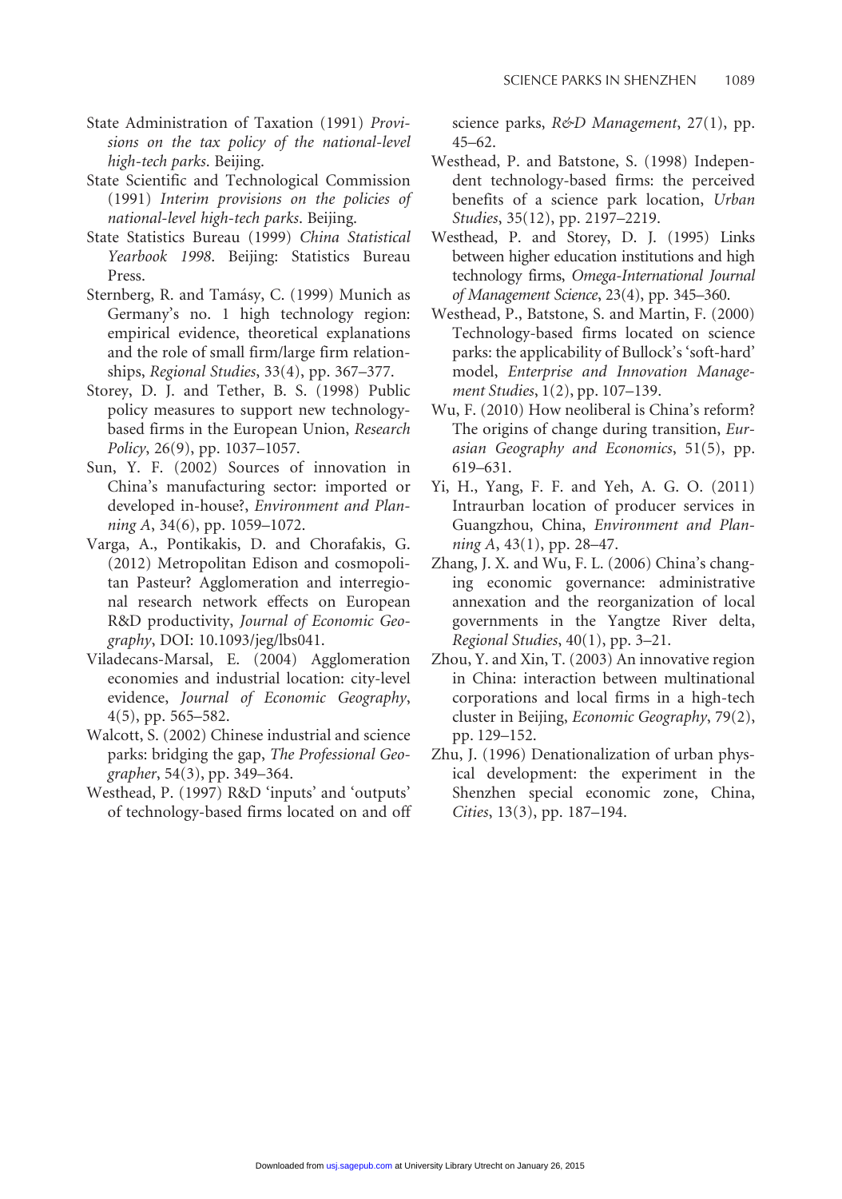State Administration of Taxation (1991) *Provisions on the tax policy of the national-level high-tech parks*. Beijing.

State Scientific and Technological Commission (1991) *Interim provisions on the policies of national-level high-tech parks*. Beijing.

State Statistics Bureau (1999) *China Statistical Yearbook 1998*. Beijing: Statistics Bureau Press.

Sternberg, R. and Tamásy, C. (1999) Munich as Germany's no. 1 high technology region: empirical evidence, theoretical explanations and the role of small firm/large firm relationships, *Regional Studies*, 33(4), pp. 367–377.

Storey, D. J. and Tether, B. S. (1998) Public policy measures to support new technology-based firms in the European Union, *Research Policy*, 26(9), pp. 1037–1057.

Sun, Y. F. (2002) Sources of innovation in China's manufacturing sector: imported or developed in-house?, *Environment and Planning A*, 34(6), pp. 1059–1072.

Varga, A., Pontikakis, D. and Chorafakis, G. (2012) Metropolitan Edison and cosmopolitan Pasteur? Agglomeration and interregional research network effects on European R&D productivity, *Journal of Economic Geography*, DOI: 10.1093/jeg/lbs041.

Viladecans-Marsal, E. (2004) Agglomeration economies and industrial location: city-level evidence, *Journal of Economic Geography*, 4(5), pp. 565–582.

Walcott, S. (2002) Chinese industrial and science parks: bridging the gap, *The Professional Geographer*, 54(3), pp. 349–364.

Westhead, P. (1997) R&D 'inputs' and 'outputs' of technology-based firms located on and off science parks, *R&D Management*, 27(1), pp. 45–62.

Westhead, P. and Batstone, S. (1998) Independent technology-based firms: the perceived benefits of a science park location, *Urban Studies*, 35(12), pp. 2197–2219.

Westhead, P. and Storey, D. J. (1995) Links between higher education institutions and high technology firms, *Omega-International Journal of Management Science*, 23(4), pp. 345–360.

Westhead, P., Batstone, S. and Martin, F. (2000) Technology-based firms located on science parks: the applicability of Bullock's 'soft-hard' model, *Enterprise and Innovation Management Studies*, 1(2), pp. 107–139.

Wu, F. (2010) How neoliberal is China's reform? The origins of change during transition, *Eurasian Geography and Economics*, 51(5), pp. 619–631.

Yi, H., Yang, F. F. and Yeh, A. G. O. (2011) Intraurban location of producer services in Guangzhou, China, *Environment and Planning A*, 43(1), pp. 28–47.

Zhang, J. X. and Wu, F. L. (2006) China's changing economic governance: administrative annexation and the reorganization of local governments in the Yangtze River delta, *Regional Studies*, 40(1), pp. 3–21.

Zhou, Y. and Xin, T. (2003) An innovative region in China: interaction between multinational corporations and local firms in a high-tech cluster in Beijing, *Economic Geography*, 79(2), pp. 129–152.

Zhu, J. (1996) Denationalization of urban physical development: the experiment in the Shenzhen special economic zone, China, *Cities*, 13(3), pp. 187–194.